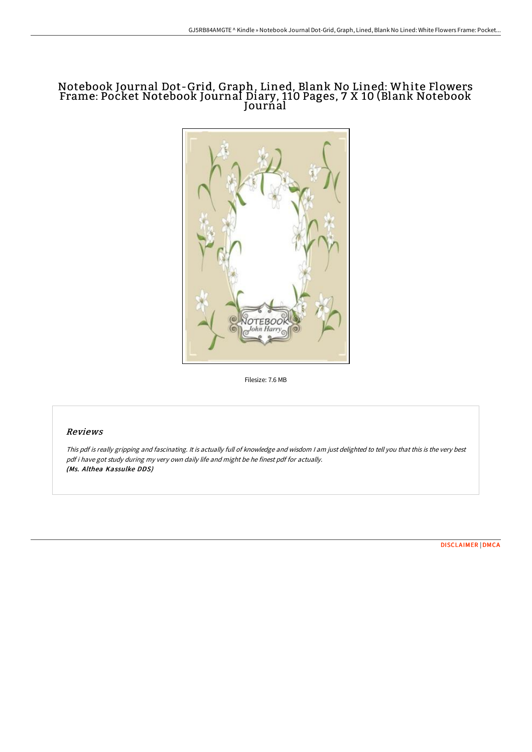# Notebook Journal Dot-Grid, Graph, Lined, Blank No Lined: White Flowers Frame: Pocket Notebook Journal Diary, 110 Pages, 7 X 10 (Blank Notebook Journal

Filesize: 7.6 MB

## Reviews

*This pdf is really gripping and fascinating. It is actually full of knowledge and wisdom I am just delighted to tell you that this is the very best pdf i have got study during my very own daily life and might be he finest pdf for actually.*
***(Ms. Althea Kassulke DDS)***

DISCLAIMER | DMCA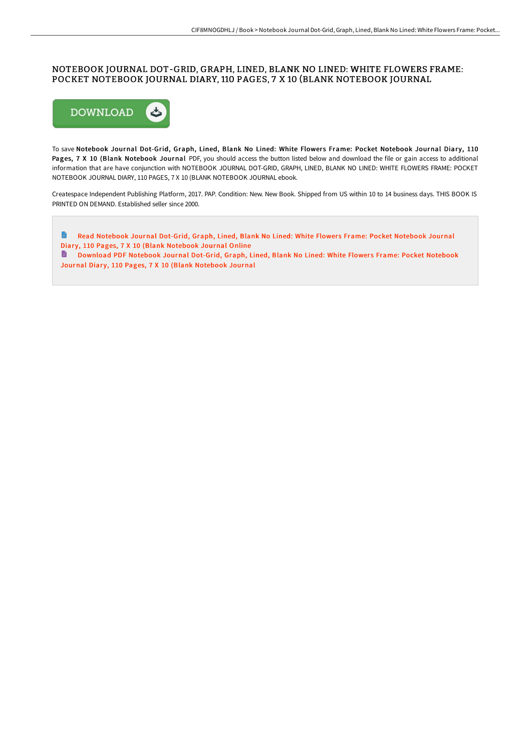# NOTEBOOK JOURNAL DOT-GRID, GRAPH, LINED, BLANK NO LINED: WHITE FLOWERS FRAME: POCKET NOTEBOOK JOURNAL DIARY, 110 PAGES, 7 X 10 (BLANK NOTEBOOK JOURNAL

DOWNLOAD

To save **Notebook Journal Dot-Grid, Graph, Lined, Blank No Lined: White Flowers Frame: Pocket Notebook Journal Diary, 110 Pages, 7 X 10 (Blank Notebook Journal** PDF, you should access the button listed below and download the file or gain access to additional information that are have conjunction with NOTEBOOK JOURNAL DOT-GRID, GRAPH, LINED, BLANK NO LINED: WHITE FLOWERS FRAME: POCKET NOTEBOOK JOURNAL DIARY, 110 PAGES, 7 X 10 (BLANK NOTEBOOK JOURNAL ebook.

Createspace Independent Publishing Platform, 2017. PAP. Condition: New. New Book. Shipped from US within 10 to 14 business days. THIS BOOK IS PRINTED ON DEMAND. Established seller since 2000.

Read Notebook Journal Dot-Grid, Graph, Lined, Blank No Lined: White Flowers Frame: Pocket Notebook Journal Diary, 110 Pages, 7 X 10 (Blank Notebook Journal Online

Download PDF Notebook Journal Dot-Grid, Graph, Lined, Blank No Lined: White Flowers Frame: Pocket Notebook Journal Diary, 110 Pages, 7 X 10 (Blank Notebook Journal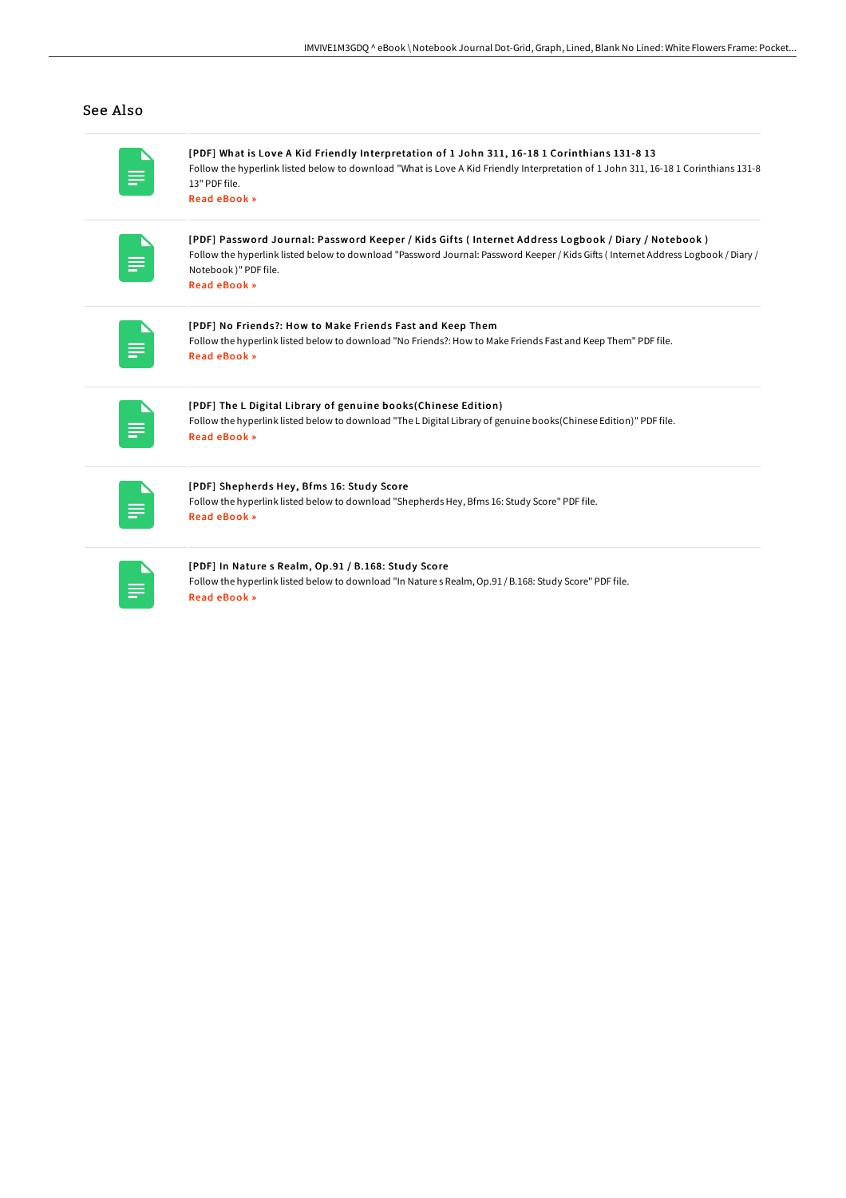## See Also

**[PDF] What is Love A Kid Friendly Interpretation of 1 John 311, 16-18 1 Corinthians 131-8 13**
Follow the hyperlink listed below to download "What is Love A Kid Friendly Interpretation of 1 John 311, 16-18 1 Corinthians 131-8 13" PDF file.
Read eBook »

**[PDF] Password Journal: Password Keeper / Kids Gifts ( Internet Address Logbook / Diary / Notebook )**
Follow the hyperlink listed below to download "Password Journal: Password Keeper / Kids Gifts ( Internet Address Logbook / Diary / Notebook )" PDF file.
Read eBook »

**[PDF] No Friends?: How to Make Friends Fast and Keep Them**
Follow the hyperlink listed below to download "No Friends?: How to Make Friends Fast and Keep Them" PDF file.
Read eBook »

**[PDF] The L Digital Library of genuine books(Chinese Edition)**
Follow the hyperlink listed below to download "The L Digital Library of genuine books(Chinese Edition)" PDF file.
Read eBook »

**[PDF] Shepherds Hey, Bfms 16: Study Score**
Follow the hyperlink listed below to download "Shepherds Hey, Bfms 16: Study Score" PDF file.
Read eBook »

**[PDF] In Nature s Realm, Op.91 / B.168: Study Score**
Follow the hyperlink listed below to download "In Nature s Realm, Op.91 / B.168: Study Score" PDF file.
Read eBook »